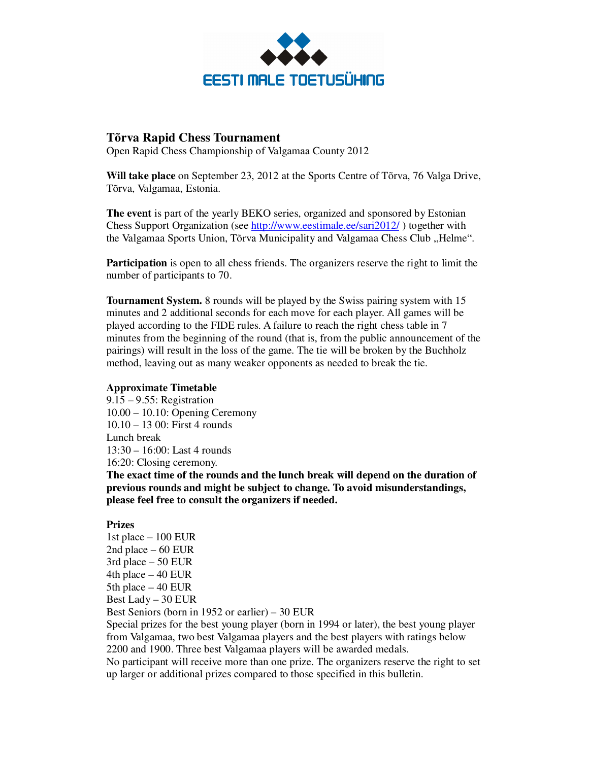EESTI MALE TOETUSÜHING

# Tõrva Rapid Chess Tournament

Open Rapid Chess Championship of Valgamaa County 2012

**Will take place** on September 23, 2012 at the Sports Centre of Tõrva, 76 Valga Drive, Tõrva, Valgamaa, Estonia.

**The event** is part of the yearly BEKO series, organized and sponsored by Estonian Chess Support Organization (see http://www.eestimale.ee/sari2012/ ) together with the Valgamaa Sports Union, Tõrva Municipality and Valgamaa Chess Club „Helme".

**Participation** is open to all chess friends. The organizers reserve the right to limit the number of participants to 70.

**Tournament System.** 8 rounds will be played by the Swiss pairing system with 15 minutes and 2 additional seconds for each move for each player. All games will be played according to the FIDE rules. A failure to reach the right chess table in 7 minutes from the beginning of the round (that is, from the public announcement of the pairings) will result in the loss of the game. The tie will be broken by the Buchholz method, leaving out as many weaker opponents as needed to break the tie.

**Approximate Timetable**

9.15 – 9.55: Registration
10.00 – 10.10: Opening Ceremony
10.10 – 13 00: First 4 rounds
Lunch break
13:30 – 16:00: Last 4 rounds
16:20: Closing ceremony.

**The exact time of the rounds and the lunch break will depend on the duration of previous rounds and might be subject to change. To avoid misunderstandings, please feel free to consult the organizers if needed.**

**Prizes**

1st place – 100 EUR
2nd place – 60 EUR
3rd place – 50 EUR
4th place – 40 EUR
5th place – 40 EUR
Best Lady – 30 EUR
Best Seniors (born in 1952 or earlier) – 30 EUR
Special prizes for the best young player (born in 1994 or later), the best young player from Valgamaa, two best Valgamaa players and the best players with ratings below 2200 and 1900. Three best Valgamaa players will be awarded medals.
No participant will receive more than one prize. The organizers reserve the right to set up larger or additional prizes compared to those specified in this bulletin.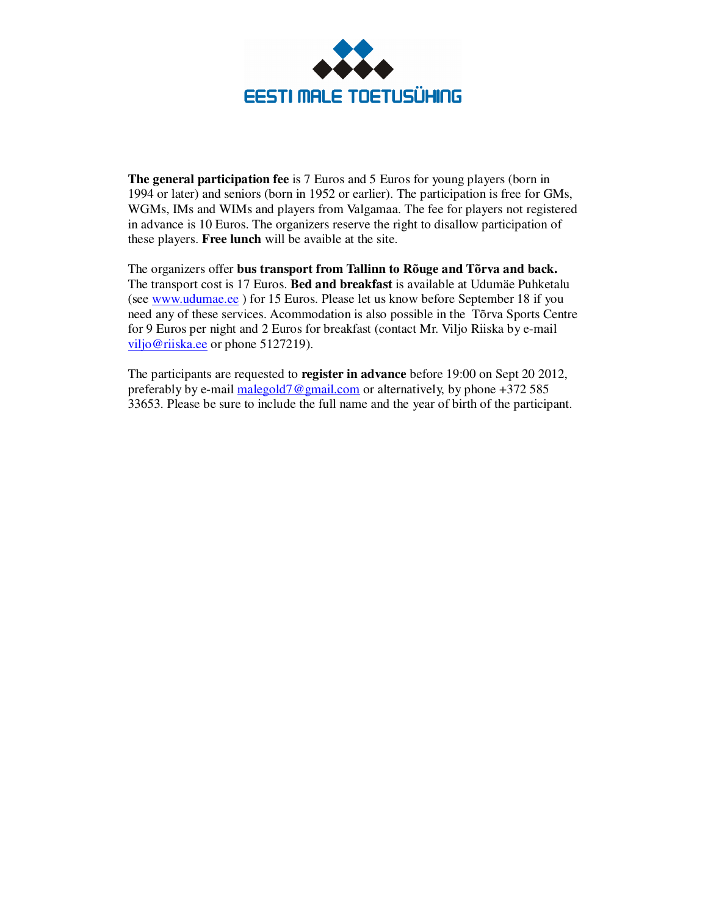EESTI MALE TOETUSÜHING

**The general participation fee** is 7 Euros and 5 Euros for young players (born in 1994 or later) and seniors (born in 1952 or earlier). The participation is free for GMs, WGMs, IMs and WIMs and players from Valgamaa. The fee for players not registered in advance is 10 Euros. The organizers reserve the right to disallow participation of these players. **Free lunch** will be avaible at the site.

The organizers offer **bus transport from Tallinn to Rõuge and Tõrva and back.** The transport cost is 17 Euros. **Bed and breakfast** is available at Udumäe Puhketalu (see www.udumae.ee ) for 15 Euros. Please let us know before September 18 if you need any of these services. Acommodation is also possible in the Tõrva Sports Centre for 9 Euros per night and 2 Euros for breakfast (contact Mr. Viljo Riiska by e-mail viljo@riiska.ee or phone 5127219).

The participants are requested to **register in advance** before 19:00 on Sept 20 2012, preferably by e-mail malegold7@gmail.com or alternatively, by phone +372 585 33653. Please be sure to include the full name and the year of birth of the participant.